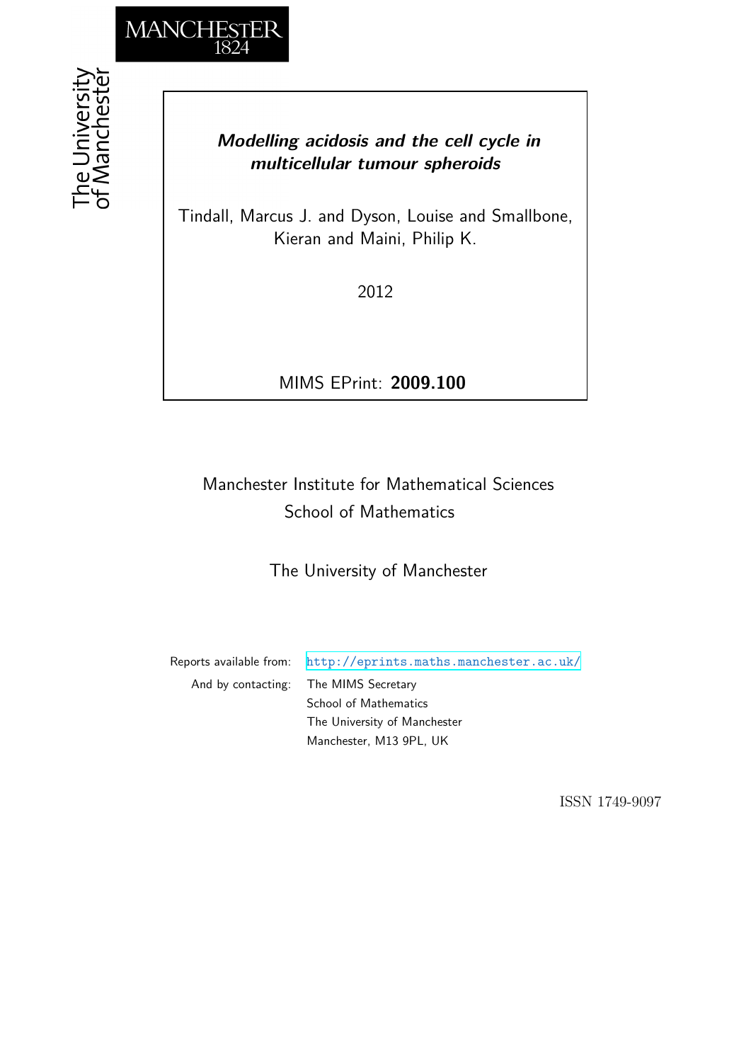MANCHESTER
1824

The University of Manchester

# *Modelling acidosis and the cell cycle in multicellular tumour spheroids*

Tindall, Marcus J. and Dyson, Louise and Smallbone, Kieran and Maini, Philip K.

2012

MIMS EPrint: **2009.100**

Manchester Institute for Mathematical Sciences
School of Mathematics

The University of Manchester

Reports available from: http://eprints.maths.manchester.ac.uk/
And by contacting: The MIMS Secretary
School of Mathematics
The University of Manchester
Manchester, M13 9PL, UK

ISSN 1749-9097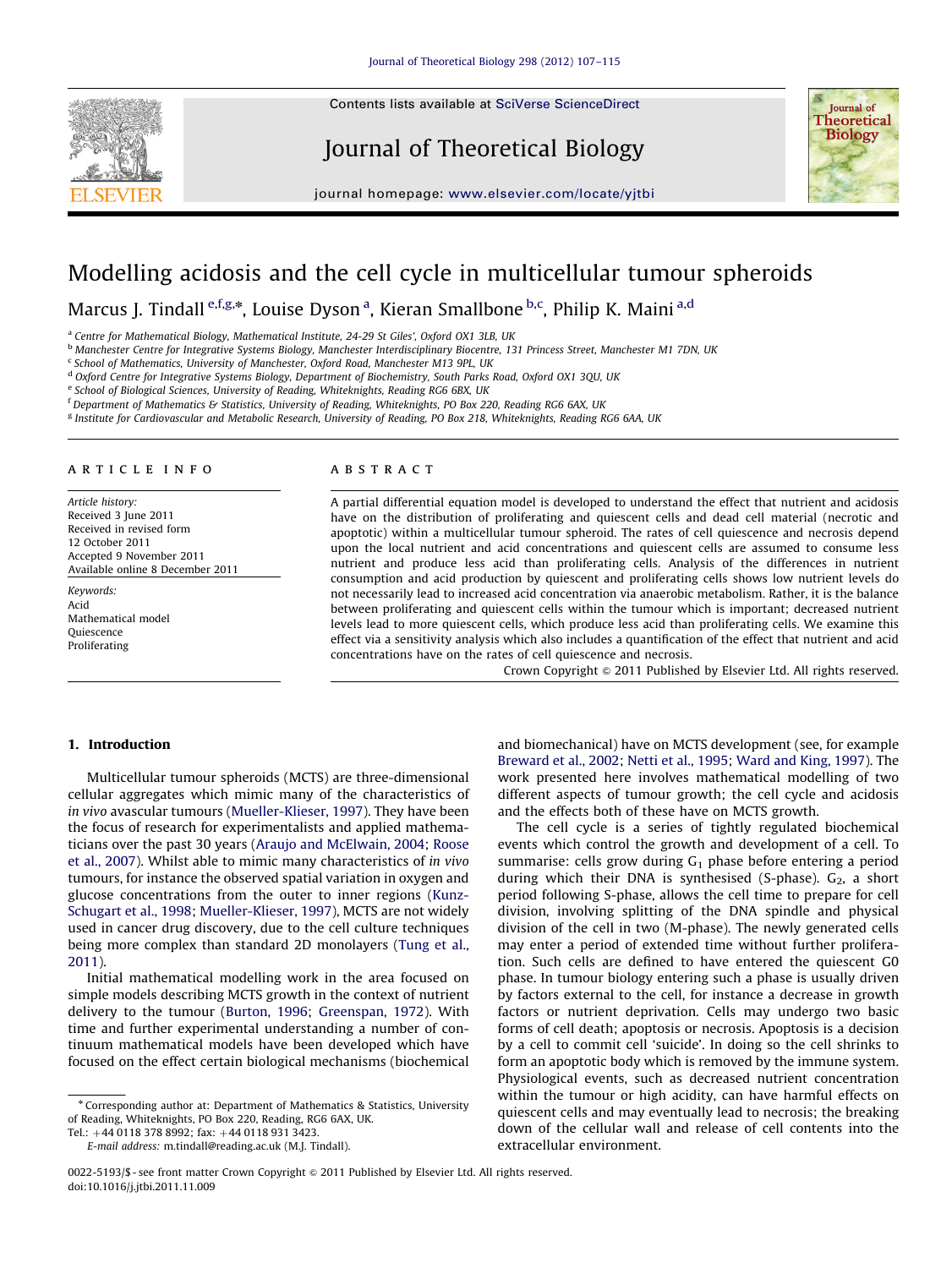# Modelling acidosis and the cell cycle in multicellular tumour spheroids

Marcus J. Tindall [e,f,g,*], Louise Dyson [a], Kieran Smallbone [b,c], Philip K. Maini [a,d]

[a] Centre for Mathematical Biology, Mathematical Institute, 24-29 St Giles', Oxford OX1 3LB, UK
[b] Manchester Centre for Integrative Systems Biology, Manchester Interdisciplinary Biocentre, 131 Princess Street, Manchester M1 7DN, UK
[c] School of Mathematics, University of Manchester, Oxford Road, Manchester M13 9PL, UK
[d] Oxford Centre for Integrative Systems Biology, Department of Biochemistry, South Parks Road, Oxford OX1 3QU, UK
[e] School of Biological Sciences, University of Reading, Whiteknights, Reading RG6 6BX, UK
[f] Department of Mathematics & Statistics, University of Reading, Whiteknights, PO Box 220, Reading RG6 6AX, UK
[g] Institute for Cardiovascular and Metabolic Research, University of Reading, PO Box 218, Whiteknights, Reading RG6 6AA, UK

## ARTICLE INFO

*Article history:*
Received 3 June 2011
Received in revised form 12 October 2011
Accepted 9 November 2011
Available online 8 December 2011

*Keywords:*
Acid
Mathematical model
Quiescence
Proliferating

## ABSTRACT

A partial differential equation model is developed to understand the effect that nutrient and acidosis have on the distribution of proliferating and quiescent cells and dead cell material (necrotic and apoptotic) within a multicellular tumour spheroid. The rates of cell quiescence and necrosis depend upon the local nutrient and acid concentrations and quiescent cells are assumed to consume less nutrient and produce less acid than proliferating cells. Analysis of the differences in nutrient consumption and acid production by quiescent and proliferating cells shows low nutrient levels do not necessarily lead to increased acid concentration via anaerobic metabolism. Rather, it is the balance between proliferating and quiescent cells within the tumour which is important; decreased nutrient levels lead to more quiescent cells, which produce less acid than proliferating cells. We examine this effect via a sensitivity analysis which also includes a quantification of the effect that nutrient and acid concentrations have on the rates of cell quiescence and necrosis.

Crown Copyright © 2011 Published by Elsevier Ltd. All rights reserved.

## 1. Introduction

Multicellular tumour spheroids (MCTS) are three-dimensional cellular aggregates which mimic many of the characteristics of *in vivo* avascular tumours (Mueller-Klieser, 1997). They have been the focus of research for experimentalists and applied mathematicians over the past 30 years (Araujo and McElwain, 2004; Roose et al., 2007). Whilst able to mimic many characteristics of *in vivo* tumours, for instance the observed spatial variation in oxygen and glucose concentrations from the outer to inner regions (Kunz-Schugart et al., 1998; Mueller-Klieser, 1997), MCTS are not widely used in cancer drug discovery, due to the cell culture techniques being more complex than standard 2D monolayers (Tung et al., 2011).

Initial mathematical modelling work in the area focused on simple models describing MCTS growth in the context of nutrient delivery to the tumour (Burton, 1996; Greenspan, 1972). With time and further experimental understanding a number of continuum mathematical models have been developed which have focused on the effect certain biological mechanisms (biochemical and biomechanical) have on MCTS development (see, for example Breward et al., 2002; Netti et al., 1995; Ward and King, 1997). The work presented here involves mathematical modelling of two different aspects of tumour growth; the cell cycle and acidosis and the effects both of these have on MCTS growth.

The cell cycle is a series of tightly regulated biochemical events which control the growth and development of a cell. To summarise: cells grow during $G_1$ phase before entering a period during which their DNA is synthesised (S-phase). $G_2$, a short period following S-phase, allows the cell time to prepare for cell division, involving splitting of the DNA spindle and physical division of the cell in two (M-phase). The newly generated cells may enter a period of extended time without further proliferation. Such cells are defined to have entered the quiescent G0 phase. In tumour biology entering such a phase is usually driven by factors external to the cell, for instance a decrease in growth factors or nutrient deprivation. Cells may undergo two basic forms of cell death; apoptosis or necrosis. Apoptosis is a decision by a cell to commit cell 'suicide'. In doing so the cell shrinks to form an apoptotic body which is removed by the immune system. Physiological events, such as decreased nutrient concentration within the tumour or high acidity, can have harmful effects on quiescent cells and may eventually lead to necrosis; the breaking down of the cellular wall and release of cell contents into the extracellular environment.

* Corresponding author at: Department of Mathematics & Statistics, University of Reading, Whiteknights, PO Box 220, Reading, RG6 6AX, UK.
Tel.: +44 0118 378 8992; fax: +44 0118 931 3423.
E-mail address: m.tindall@reading.ac.uk (M.J. Tindall).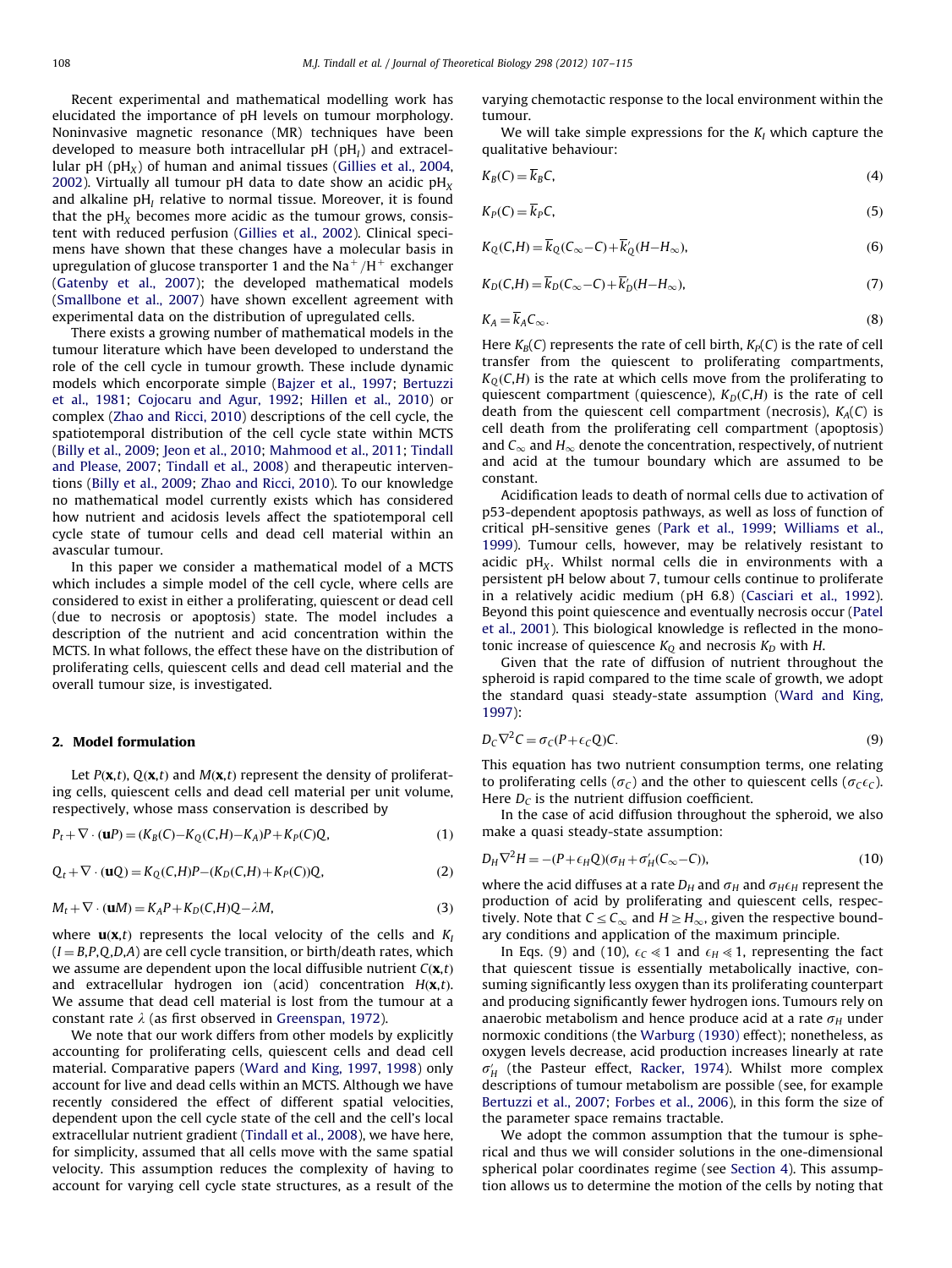Recent experimental and mathematical modelling work has elucidated the importance of pH levels on tumour morphology. Noninvasive magnetic resonance (MR) techniques have been developed to measure both intracellular pH ($pH_I$) and extracellular pH ($pH_X$) of human and animal tissues (Gillies et al., 2004, 2002). Virtually all tumour pH data to date show an acidic $pH_X$ and alkaline $pH_I$ relative to normal tissue. Moreover, it is found that the $pH_X$ becomes more acidic as the tumour grows, consistent with reduced perfusion (Gillies et al., 2002). Clinical specimens have shown that these changes have a molecular basis in upregulation of glucose transporter 1 and the $Na^+/H^+$ exchanger (Gatenby et al., 2007); the developed mathematical models (Smallbone et al., 2007) have shown excellent agreement with experimental data on the distribution of upregulated cells.

There exists a growing number of mathematical models in the tumour literature which have been developed to understand the role of the cell cycle in tumour growth. These include dynamic models which encorporate simple (Bajzer et al., 1997; Bertuzzi et al., 1981; Cojocaru and Agur, 1992; Hillen et al., 2010) or complex (Zhao and Ricci, 2010) descriptions of the cell cycle, the spatiotemporal distribution of the cell cycle state within MCTS (Billy et al., 2009; Jeon et al., 2010; Mahmood et al., 2011; Tindall and Please, 2007; Tindall et al., 2008) and therapeutic interventions (Billy et al., 2009; Zhao and Ricci, 2010). To our knowledge no mathematical model currently exists which has considered how nutrient and acidosis levels affect the spatiotemporal cell cycle state of tumour cells and dead cell material within an avascular tumour.

In this paper we consider a mathematical model of a MCTS which includes a simple model of the cell cycle, where cells are considered to exist in either a proliferating, quiescent or dead cell (due to necrosis or apoptosis) state. The model includes a description of the nutrient and acid concentration within the MCTS. In what follows, the effect these have on the distribution of proliferating cells, quiescent cells and dead cell material and the overall tumour size, is investigated.

## 2. Model formulation

Let $P(\mathbf{x},t)$, $Q(\mathbf{x},t)$ and $M(\mathbf{x},t)$ represent the density of proliferating cells, quiescent cells and dead cell material per unit volume, respectively, whose mass conservation is described by

$$P_t + \nabla\cdot(\mathbf{u}P) = (K_B(C) - K_Q(C,H) - K_A)P + K_P(C)Q, \tag{1}$$

$$Q_t + \nabla\cdot(\mathbf{u}Q) = K_Q(C,H)P - (K_D(C,H) + K_P(C))Q, \tag{2}$$

$$M_t + \nabla\cdot(\mathbf{u}M) = K_A P + K_D(C,H)Q - \lambda M, \tag{3}$$

where $\mathbf{u}(\mathbf{x},t)$ represents the local velocity of the cells and $K_I$ ($I = B,P,Q,D,A$) are cell cycle transition, or birth/death rates, which we assume are dependent upon the local diffusible nutrient $C(\mathbf{x},t)$ and extracellular hydrogen ion (acid) concentration $H(\mathbf{x},t)$. We assume that dead cell material is lost from the tumour at a constant rate $\lambda$ (as first observed in Greenspan, 1972).

We note that our work differs from other models by explicitly accounting for proliferating cells, quiescent cells and dead cell material. Comparative papers (Ward and King, 1997, 1998) only account for live and dead cells within an MCTS. Although we have recently considered the effect of different spatial velocities, dependent upon the cell cycle state of the cell and the cell's local extracellular nutrient gradient (Tindall et al., 2008), we have here, for simplicity, assumed that all cells move with the same spatial velocity. This assumption reduces the complexity of having to account for varying cell cycle state structures, as a result of the varying chemotactic response to the local environment within the tumour.

We will take simple expressions for the $K_I$ which capture the qualitative behaviour:

$$K_B(C) = \overline{k}_B C, \tag{4}$$

$$K_P(C) = \overline{k}_P C, \tag{5}$$

$$K_Q(C,H) = \overline{k}_Q(C_\infty - C) + \overline{k}'_Q(H - H_\infty), \tag{6}$$

$$K_D(C,H) = \overline{k}_D(C_\infty - C) + \overline{k}'_D(H - H_\infty), \tag{7}$$

$$K_A = \overline{k}_A C_\infty. \tag{8}$$

Here $K_B(C)$ represents the rate of cell birth, $K_P(C)$ is the rate of cell transfer from the quiescent to proliferating compartments, $K_Q(C,H)$ is the rate at which cells move from the proliferating to quiescent compartment (quiescence), $K_D(C,H)$ is the rate of cell death from the quiescent cell compartment (necrosis), $K_A(C)$ is cell death from the proliferating cell compartment (apoptosis) and $C_\infty$ and $H_\infty$ denote the concentration, respectively, of nutrient and acid at the tumour boundary which are assumed to be constant.

Acidification leads to death of normal cells due to activation of p53-dependent apoptosis pathways, as well as loss of function of critical pH-sensitive genes (Park et al., 1999; Williams et al., 1999). Tumour cells, however, may be relatively resistant to acidic $pH_X$. Whilst normal cells die in environments with a persistent pH below about 7, tumour cells continue to proliferate in a relatively acidic medium (pH 6.8) (Casciari et al., 1992). Beyond this point quiescence and eventually necrosis occur (Patel et al., 2001). This biological knowledge is reflected in the monotonic increase of quiescence $K_Q$ and necrosis $K_D$ with $H$.

Given that the rate of diffusion of nutrient throughout the spheroid is rapid compared to the time scale of growth, we adopt the standard quasi steady-state assumption (Ward and King, 1997):

$$D_C \nabla^2 C = \sigma_C(P + \epsilon_C Q)C. \tag{9}$$

This equation has two nutrient consumption terms, one relating to proliferating cells ($\sigma_C$) and the other to quiescent cells ($\sigma_C \epsilon_C$). Here $D_C$ is the nutrient diffusion coefficient.

In the case of acid diffusion throughout the spheroid, we also make a quasi steady-state assumption:

$$D_H \nabla^2 H = -(P + \epsilon_H Q)(\sigma_H + \sigma'_H(C_\infty - C)), \tag{10}$$

where the acid diffuses at a rate $D_H$ and $\sigma_H$ and $\sigma_H \epsilon_H$ represent the production of acid by proliferating and quiescent cells, respectively. Note that $C \le C_\infty$ and $H \ge H_\infty$, given the respective boundary conditions and application of the maximum principle.

In Eqs. (9) and (10), $\epsilon_C \ll 1$ and $\epsilon_H \ll 1$, representing the fact that quiescent tissue is essentially metabolically inactive, consuming significantly less oxygen than its proliferating counterpart and producing significantly fewer hydrogen ions. Tumours rely on anaerobic metabolism and hence produce acid at a rate $\sigma_H$ under normoxic conditions (the Warburg (1930) effect); nonetheless, as oxygen levels decrease, acid production increases linearly at rate $\sigma'_H$ (the Pasteur effect, Racker, 1974). Whilst more complex descriptions of tumour metabolism are possible (see, for example Bertuzzi et al., 2007; Forbes et al., 2006), in this form the size of the parameter space remains tractable.

We adopt the common assumption that the tumour is spherical and thus we will consider solutions in the one-dimensional spherical polar coordinates regime (see Section 4). This assumption allows us to determine the motion of the cells by noting that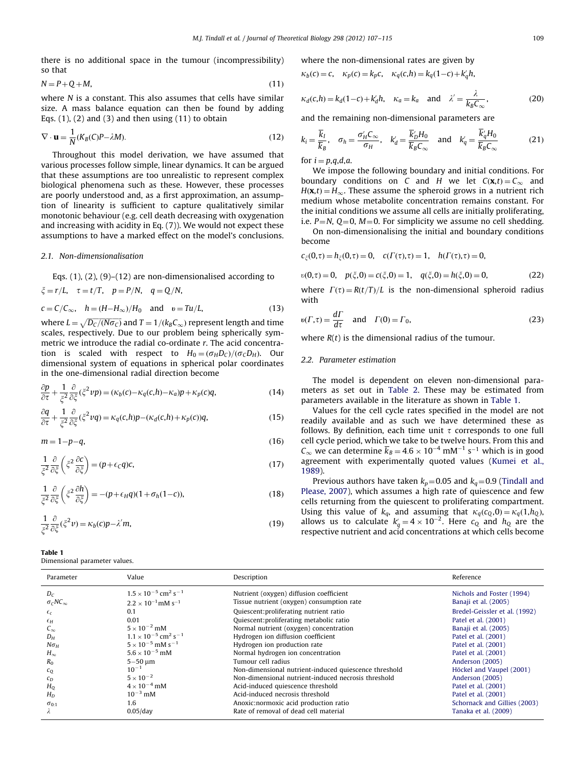there is no additional space in the tumour (incompressibility) so that

$$N = P + Q + M, \tag{11}$$

where $N$ is a constant. This also assumes that cells have similar size. A mass balance equation can then be found by adding Eqs. (1), (2) and (3) and then using (11) to obtain

$$\nabla \cdot \mathbf{u} = \frac{1}{N}(K_B(C)P - \lambda M). \tag{12}$$

Throughout this model derivation, we have assumed that various processes follow simple, linear dynamics. It can be argued that these assumptions are too unrealistic to represent complex biological phenomena such as these. However, these processes are poorly understood and, as a first approximation, an assumption of linearity is sufficient to capture qualitatively similar monotonic behaviour (e.g. cell death decreasing with oxygenation and increasing with acidity in Eq. (7)). We would not expect these assumptions to have a marked effect on the model's conclusions.

### 2.1. Non-dimensionalisation

Eqs. (1), (2), (9)–(12) are non-dimensionalised according to

$$\xi = r/L, \quad \tau = t/T, \quad p = P/N, \quad q = Q/N,$$

$$c = C/C_\infty, \quad h = (H - H_\infty)/H_0 \quad \text{and} \quad v = Tu/L, \tag{13}$$

where $L = \sqrt{D_C/(N\sigma_C)}$ and $T = 1/(k_B C_\infty)$ represent length and time scales, respectively. Due to our problem being spherically symmetric we introduce the radial co-ordinate $r$. The acid concentration is scaled with respect to $H_0 = (\sigma_H D_C)/(\sigma_C D_H)$. Our dimensional system of equations in spherical polar coordinates in the one-dimensional radial direction become

$$\frac{\partial p}{\partial \tau} + \frac{1}{\xi^2}\frac{\partial}{\partial \xi}(\xi^2 v p) = (\kappa_b(c) - \kappa_q(c,h) - \kappa_a)p + \kappa_p(c)q, \tag{14}$$

$$\frac{\partial q}{\partial \tau} + \frac{1}{\xi^2}\frac{\partial}{\partial \xi}(\xi^2 v q) = \kappa_q(c,h)p - (\kappa_d(c,h) + \kappa_p(c))q, \tag{15}$$

$$m = 1 - p - q, \tag{16}$$

$$\frac{1}{\xi^2}\frac{\partial}{\partial \xi}\left(\xi^2 \frac{\partial c}{\partial \xi}\right) = (p + \epsilon_C q)c, \tag{17}$$

$$\frac{1}{\xi^2}\frac{\partial}{\partial \xi}\left(\xi^2 \frac{\partial h}{\partial \xi}\right) = -(p + \epsilon_H q)(1 + \sigma_h(1 - c)), \tag{18}$$

$$\frac{1}{\xi^2}\frac{\partial}{\partial \xi}(\xi^2 v) = \kappa_b(c)p - \lambda' m, \tag{19}$$

where the non-dimensional rates are given by

$$\kappa_b(c) = c, \quad \kappa_p(c) = k_p c, \quad \kappa_q(c,h) = k_q(1 - c) + k_q' h,$$

$$\kappa_d(c,h) = k_d(1 - c) + k_d' h, \quad \kappa_a = k_a \quad \text{and} \quad \lambda' = \frac{\lambda}{k_B C_\infty}, \tag{20}$$

and the remaining non-dimensional parameters are

$$k_i = \frac{\overline{k}_I}{\overline{k}_B}, \quad \sigma_h = \frac{\sigma_H' C_\infty}{\sigma_H}, \quad k_d' = \frac{\overline{k}_D' H_0}{\overline{k}_B C_\infty} \quad \text{and} \quad k_q' = \frac{\overline{k}_q' H_0}{\overline{k}_B C_\infty} \tag{21}$$

for $i = p,q,d,a$.

We impose the following boundary and initial conditions. For boundary conditions on $C$ and $H$ we let $C(\mathbf{x},t) = C_\infty$ and $H(\mathbf{x},t) = H_\infty$. These assume the spheroid grows in a nutrient rich medium whose metabolite concentration remains constant. For the initial conditions we assume all cells are initially proliferating, i.e. $P = N$, $Q = 0$, $M = 0$. For simplicity we assume no cell shedding.

On non-dimensionalising the initial and boundary conditions become

$$c_\xi(0,\tau) = h_\xi(0,\tau) = 0, \quad c(\Gamma(\tau),\tau) = 1, \quad h(\Gamma(\tau),\tau) = 0,$$

$$v(0,\tau) = 0, \quad p(\xi,0) = c(\xi,0) = 1, \quad q(\xi,0) = h(\xi,0) = 0, \tag{22}$$

where $\Gamma(\tau) = R(t/T)/L$ is the non-dimensional spheroid radius with

$$v(\Gamma,\tau) = \frac{d\Gamma}{d\tau} \quad \text{and} \quad \Gamma(0) = \Gamma_0, \tag{23}$$

where $R(t)$ is the dimensional radius of the tumour.

### 2.2. Parameter estimation

The model is dependent on eleven non-dimensional parameters as set out in Table 2. These may be estimated from parameters available in the literature as shown in Table 1.

Values for the cell cycle rates specified in the model are not readily available and as such we have determined these as follows. By definition, each time unit $\tau$ corresponds to one full cell cycle period, which we take to be twelve hours. From this and $C_\infty$ we can determine $\overline{k}_B = 4.6 \times 10^{-4}$ mM$^{-1}$ s$^{-1}$ which is in good agreement with experimentally quoted values (Kumei et al., 1989).

Previous authors have taken $k_p = 0.05$ and $k_q = 0.9$ (Tindall and Please, 2007), which assumes a high rate of quiescence and few cells returning from the quiescent to proliferating compartment. Using this value of $k_q$, and assuming that $\kappa_q(c_Q,0) = \kappa_q(1,h_Q)$, allows us to calculate $k_q' = 4 \times 10^{-2}$. Here $c_Q$ and $h_Q$ are the respective nutrient and acid concentrations at which cells become

**Table 1**
Dimensional parameter values.

| Parameter | Value | Description | Reference |
|---|---|---|---|
| $D_C$ | $1.5 \times 10^{-5}$ cm$^2$ s$^{-1}$ | Nutrient (oxygen) diffusion coefficient | Nichols and Foster (1994) |
| $\sigma_C N C_\infty$ | $2.2 \times 10^{-1}$ mM s$^{-1}$ | Tissue nutrient (oxygen) consumption rate | Banaji et al. (2005) |
| $\epsilon_c$ | 0.1 | Quiescent:proliferating nutrient ratio | Bredel-Geissler et al. (1992) |
| $\epsilon_H$ | 0.01 | Quiescent:proliferating metabolic ratio | Patel et al. (2001) |
| $C_\infty$ | $5 \times 10^{-2}$ mM | Normal nutrient (oxygen) concentration | Banaji et al. (2005) |
| $D_H$ | $1.1 \times 10^{-5}$ cm$^2$ s$^{-1}$ | Hydrogen ion diffusion coefficient | Patel et al. (2001) |
| $N\sigma_H$ | $5 \times 10^{-5}$ mM s$^{-1}$ | Hydrogen ion production rate | Patel et al. (2001) |
| $H_\infty$ | $5.6 \times 10^{-5}$ mM | Normal hydrogen ion concentration | Patel et al. (2001) |
| $R_0$ | 5–50 μm | Tumour cell radius | Anderson (2005) |
| $c_Q$ | $10^{-1}$ | Non-dimensional nutrient-induced quiescence threshold | Höckel and Vaupel (2001) |
| $c_D$ | $5 \times 10^{-2}$ | Non-dimensional nutrient-induced necrosis threshold | Anderson (2005) |
| $H_Q$ | $4 \times 10^{-4}$ mM | Acid-induced quiescence threshold | Patel et al. (2001) |
| $H_D$ | $10^{-3}$ mM | Acid-induced necrosis threshold | Patel et al. (2001) |
| $\sigma_{0:1}$ | 1.6 | Anoxic:normoxic acid production ratio | Schornack and Gillies (2003) |
| $\lambda$ | 0.05/day | Rate of removal of dead cell material | Tanaka et al. (2009) |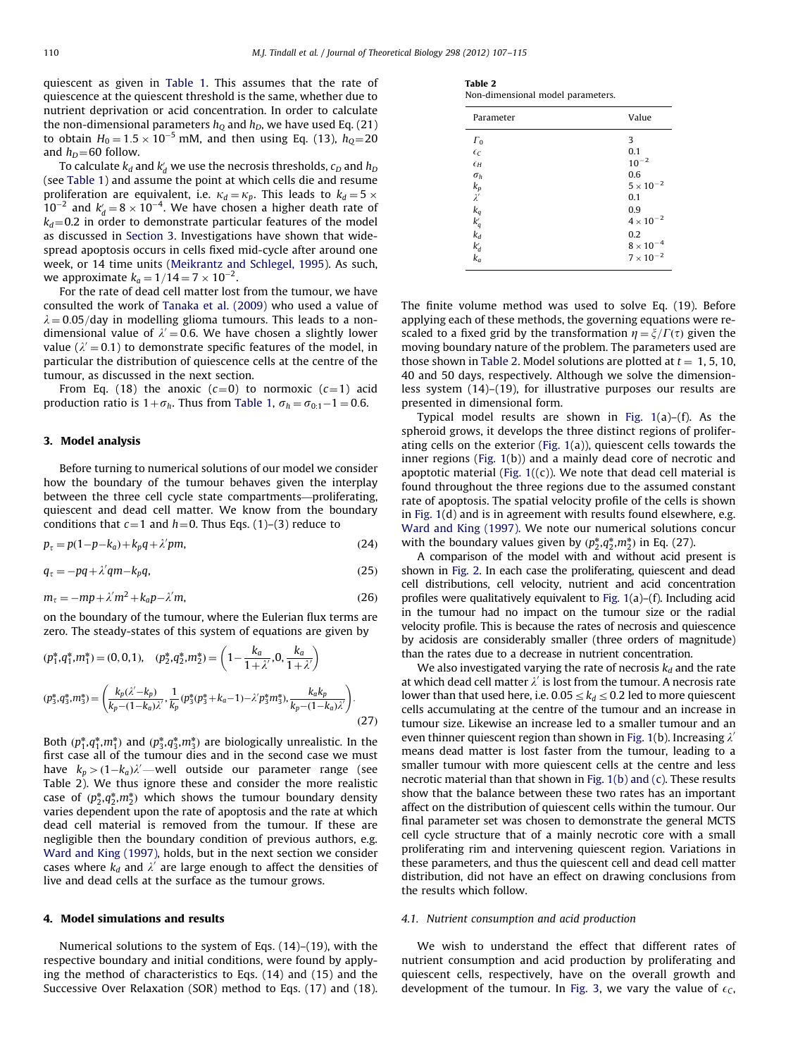quiescent as given in Table 1. This assumes that the rate of quiescence at the quiescent threshold is the same, whether due to nutrient deprivation or acid concentration. In order to calculate the non-dimensional parameters $h_Q$ and $h_D$, we have used Eq. (21) to obtain $H_0 = 1.5\times10^{-5}$ mM, and then using Eq. (13), $h_Q$=20 and $h_D$=60 follow.

To calculate $k_d$ and $k_d'$ we use the necrosis thresholds, $c_D$ and $h_D$ (see Table 1) and assume the point at which cells die and resume proliferation are equivalent, i.e. $\kappa_d = \kappa_p$. This leads to $k_d = 5\times10^{-2}$ and $k_d' = 8\times10^{-4}$. We have chosen a higher death rate of $k_d$=0.2 in order to demonstrate particular features of the model as discussed in Section 3. Investigations have shown that widespread apoptosis occurs in cells fixed mid-cycle after around one week, or 14 time units (Meikrantz and Schlegel, 1995). As such, we approximate $k_a = 1/14 = 7\times10^{-2}$.

For the rate of dead cell matter lost from the tumour, we have consulted the work of Tanaka et al. (2009) who used a value of $\lambda = 0.05$/day in modelling glioma tumours. This leads to a non-dimensional value of $\lambda' = 0.6$. We have chosen a slightly lower value ($\lambda' = 0.1$) to demonstrate specific features of the model, in particular the distribution of quiescence cells at the centre of the tumour, as discussed in the next section.

From Eq. (18) the anoxic ($c$=0) to normoxic ($c$=1) acid production ratio is $1+\sigma_h$. Thus from Table 1, $\sigma_h = \sigma_{0:1} - 1 = 0.6$.

## 3. Model analysis

Before turning to numerical solutions of our model we consider how the boundary of the tumour behaves given the interplay between the three cell cycle state compartments—proliferating, quiescent and dead cell matter. We know from the boundary conditions that $c$=1 and $h$=0. Thus Eqs. (1)–(3) reduce to

$$p_\tau = p(1-p-k_a) + k_p q + \lambda' pm, \tag{24}$$

$$q_\tau = -pq + \lambda' qm - k_p q, \tag{25}$$

$$m_\tau = -mp + \lambda' m^2 + k_a p - \lambda' m, \tag{26}$$

on the boundary of the tumour, where the Eulerian flux terms are zero. The steady-states of this system of equations are given by

$$(p_1^*, q_1^*, m_1^*) = (0,0,1), \quad (p_2^*, q_2^*, m_2^*) = \left(1 - \frac{k_a}{1+\lambda'}, 0, \frac{k_a}{1+\lambda'}\right)$$

$$(p_3^*, q_3^*, m_3^*) = \left(\frac{k_p(\lambda' - k_p)}{k_p - (1-k_a)\lambda'}, \frac{1}{k_p}(p_3^*(p_3^* + k_a - 1) - \lambda' p_3^* m_3^*), \frac{k_a k_p}{k_p - (1-k_a)\lambda'}\right). \tag{27}$$

Both $(p_1^*, q_1^*, m_1^*)$ and $(p_3^*, q_3^*, m_3^*)$ are biologically unrealistic. In the first case all of the tumour dies and in the second case we must have $k_p > (1-k_a)\lambda'$—well outside our parameter range (see Table 2). We thus ignore these and consider the more realistic case of $(p_2^*, q_2^*, m_2^*)$ which shows the tumour boundary density varies dependent upon the rate of apoptosis and the rate at which dead cell material is removed from the tumour. If these are negligible then the boundary condition of previous authors, e.g. Ward and King (1997), holds, but in the next section we consider cases where $k_d$ and $\lambda'$ are large enough to affect the densities of live and dead cells at the surface as the tumour grows.

## 4. Model simulations and results

Numerical solutions to the system of Eqs. (14)–(19), with the respective boundary and initial conditions, were found by applying the method of characteristics to Eqs. (14) and (15) and the Successive Over Relaxation (SOR) method to Eqs. (17) and (18).

**Table 2**
Non-dimensional model parameters.

| Parameter | Value |
|---|---|
| $\Gamma_0$ | 3 |
| $\epsilon_C$ | 0.1 |
| $\epsilon_H$ | $10^{-2}$ |
| $\sigma_h$ | 0.6 |
| $k_p$ | $5\times10^{-2}$ |
| $\lambda'$ | 0.1 |
| $k_q$ | 0.9 |
| $k_q'$ | $4\times10^{-2}$ |
| $k_d$ | 0.2 |
| $k_d'$ | $8\times10^{-4}$ |
| $k_a$ | $7\times10^{-2}$ |

The finite volume method was used to solve Eq. (19). Before applying each of these methods, the governing equations were rescaled to a fixed grid by the transformation $\eta = \xi/\Gamma(\tau)$ given the moving boundary nature of the problem. The parameters used are those shown in Table 2. Model solutions are plotted at $t$ = 1, 5, 10, 40 and 50 days, respectively. Although we solve the dimensionless system (14)–(19), for illustrative purposes our results are presented in dimensional form.

Typical model results are shown in Fig. 1(a)–(f). As the spheroid grows, it develops the three distinct regions of proliferating cells on the exterior (Fig. 1(a)), quiescent cells towards the inner regions (Fig. 1(b)) and a mainly dead core of necrotic and apoptotic material (Fig. 1((c)). We note that dead cell material is found throughout the three regions due to the assumed constant rate of apoptosis. The spatial velocity profile of the cells is shown in Fig. 1(d) and is in agreement with results found elsewhere, e.g. Ward and King (1997). We note our numerical solutions concur with the boundary values given by $(p_2^*, q_2^*, m_2^*)$ in Eq. (27).

A comparison of the model with and without acid present is shown in Fig. 2. In each case the proliferating, quiescent and dead cell distributions, cell velocity, nutrient and acid concentration profiles were qualitatively equivalent to Fig. 1(a)–(f). Including acid in the tumour had no impact on the tumour size or the radial velocity profile. This is because the rates of necrosis and quiescence by acidosis are considerably smaller (three orders of magnitude) than the rates due to a decrease in nutrient concentration.

We also investigated varying the rate of necrosis $k_d$ and the rate at which dead cell matter $\lambda'$ is lost from the tumour. A necrosis rate lower than that used here, i.e. $0.05 \le k_d \le 0.2$ led to more quiescent cells accumulating at the centre of the tumour and an increase in tumour size. Likewise an increase led to a smaller tumour and an even thinner quiescent region than shown in Fig. 1(b). Increasing $\lambda'$ means dead matter is lost faster from the tumour, leading to a smaller tumour with more quiescent cells at the centre and less necrotic material than that shown in Fig. 1(b) and (c). These results show that the balance between these two rates has an important affect on the distribution of quiescent cells within the tumour. Our final parameter set was chosen to demonstrate the general MCTS cell cycle structure that of a mainly necrotic core with a small proliferating rim and intervening quiescent region. Variations in these parameters, and thus the quiescent cell and dead cell matter distribution, did not have an effect on drawing conclusions from the results which follow.

### 4.1. Nutrient consumption and acid production

We wish to understand the effect that different rates of nutrient consumption and acid production by proliferating and quiescent cells, respectively, have on the overall growth and development of the tumour. In Fig. 3, we vary the value of $\epsilon_C$,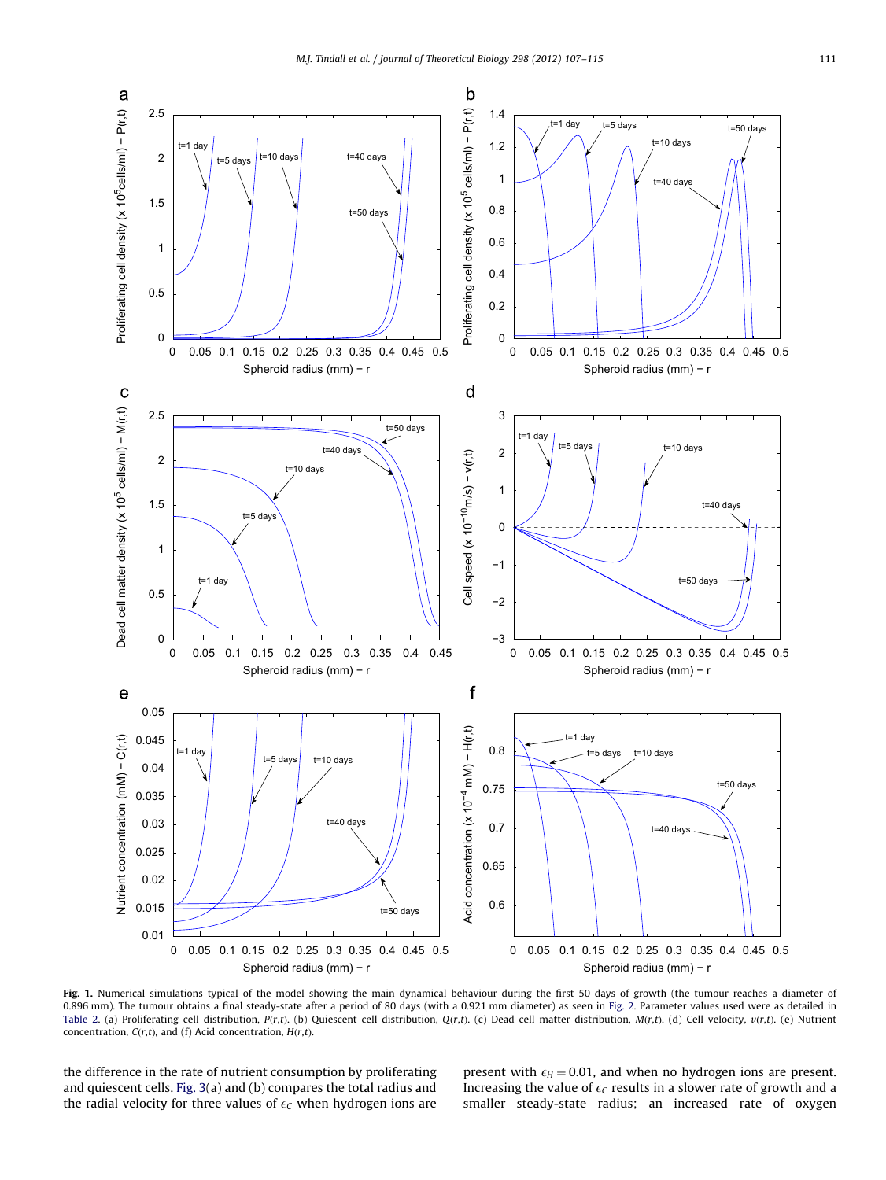**Fig. 1.** Numerical simulations typical of the model showing the main dynamical behaviour during the first 50 days of growth (the tumour reaches a diameter of 0.896 mm). The tumour obtains a final steady-state after a period of 80 days (with a 0.921 mm diameter) as seen in Fig. 2. Parameter values used were as detailed in Table 2. (a) Proliferating cell distribution, $P(r,t)$. (b) Quiescent cell distribution, $Q(r,t)$. (c) Dead cell matter distribution, $M(r,t)$. (d) Cell velocity, $v(r,t)$. (e) Nutrient concentration, $C(r,t)$, and (f) Acid concentration, $H(r,t)$.

the difference in the rate of nutrient consumption by proliferating and quiescent cells. Fig. 3(a) and (b) compares the total radius and the radial velocity for three values of $\epsilon_C$ when hydrogen ions are present with $\epsilon_H = 0.01$, and when no hydrogen ions are present. Increasing the value of $\epsilon_C$ results in a slower rate of growth and a smaller steady-state radius; an increased rate of oxygen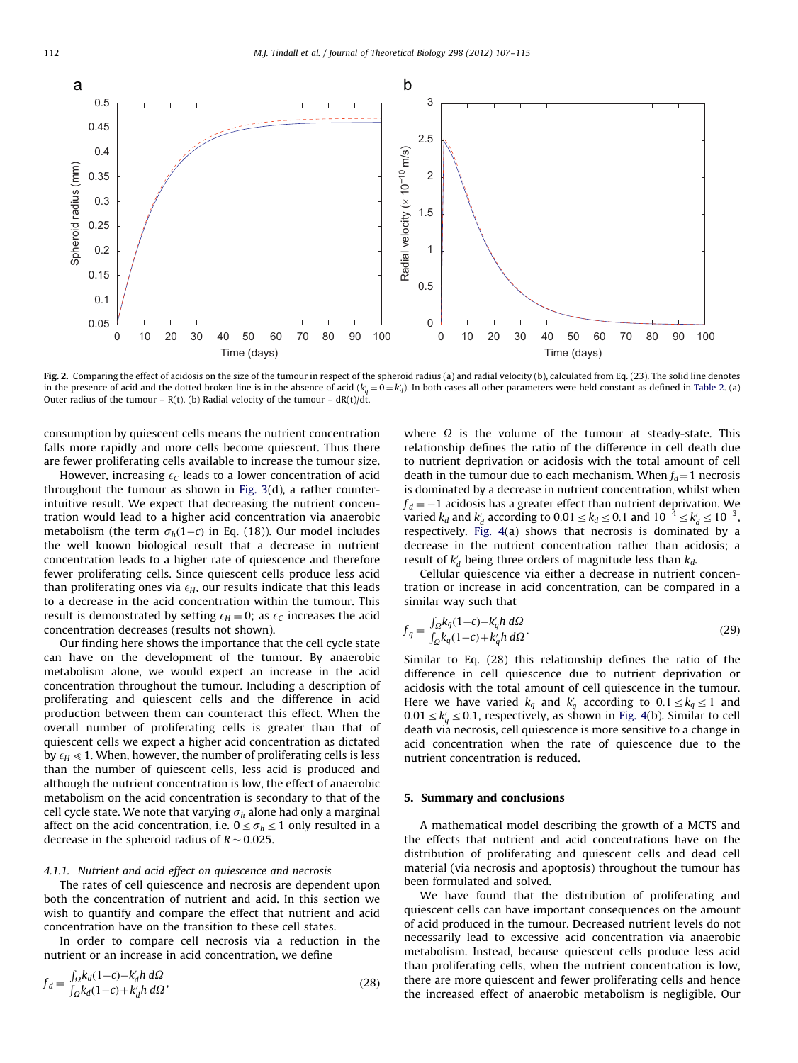Fig. 2. Comparing the effect of acidosis on the size of the tumour in respect of the spheroid radius (a) and radial velocity (b), calculated from Eq. (23). The solid line denotes in the presence of acid and the dotted broken line is in the absence of acid ($k_q' = 0 = k_d'$). In both cases all other parameters were held constant as defined in Table 2. (a) Outer radius of the tumour – R(t). (b) Radial velocity of the tumour – dR(t)/dt.

consumption by quiescent cells means the nutrient concentration falls more rapidly and more cells become quiescent. Thus there are fewer proliferating cells available to increase the tumour size.

However, increasing $\epsilon_C$ leads to a lower concentration of acid throughout the tumour as shown in Fig. 3(d), a rather counter-intuitive result. We expect that decreasing the nutrient concentration would lead to a higher acid concentration via anaerobic metabolism (the term $\sigma_h(1-c)$ in Eq. (18)). Our model includes the well known biological result that a decrease in nutrient concentration leads to a higher rate of quiescence and therefore fewer proliferating cells. Since quiescent cells produce less acid than proliferating ones via $\epsilon_H$, our results indicate that this leads to a decrease in the acid concentration within the tumour. This result is demonstrated by setting $\epsilon_H = 0$; as $\epsilon_C$ increases the acid concentration decreases (results not shown).

Our finding here shows the importance that the cell cycle state can have on the development of the tumour. By anaerobic metabolism alone, we would expect an increase in the acid concentration throughout the tumour. Including a description of proliferating and quiescent cells and the difference in acid production between them can counteract this effect. When the overall number of proliferating cells is greater than that of quiescent cells we expect a higher acid concentration as dictated by $\epsilon_H \ll 1$. When, however, the number of proliferating cells is less than the number of quiescent cells, less acid is produced and although the nutrient concentration is low, the effect of anaerobic metabolism on the acid concentration is secondary to that of the cell cycle state. We note that varying $\sigma_h$ alone had only a marginal affect on the acid concentration, i.e. $0 \leq \sigma_h \leq 1$ only resulted in a decrease in the spheroid radius of $R \sim 0.025$.

#### 4.1.1. Nutrient and acid effect on quiescence and necrosis

The rates of cell quiescence and necrosis are dependent upon both the concentration of nutrient and acid. In this section we wish to quantify and compare the effect that nutrient and acid concentration have on the transition to these cell states.

In order to compare cell necrosis via a reduction in the nutrient or an increase in acid concentration, we define

$$f_d = \frac{\int_\Omega k_d(1-c) - k_d' h \, d\Omega}{\int_\Omega k_d(1-c) + k_d' h \, d\Omega}, \tag{28}$$

where $\Omega$ is the volume of the tumour at steady-state. This relationship defines the ratio of the difference in cell death due to nutrient deprivation or acidosis with the total amount of cell death in the tumour due to each mechanism. When $f_d = 1$ necrosis is dominated by a decrease in nutrient concentration, whilst when $f_d = -1$ acidosis has a greater effect than nutrient deprivation. We varied $k_d$ and $k_d'$ according to $0.01 \leq k_d \leq 0.1$ and $10^{-4} \leq k_d' \leq 10^{-3}$, respectively. Fig. 4(a) shows that necrosis is dominated by a decrease in the nutrient concentration rather than acidosis; a result of $k_d'$ being three orders of magnitude less than $k_d$.

Cellular quiescence via either a decrease in nutrient concentration or increase in acid concentration, can be compared in a similar way such that

$$f_q = \frac{\int_\Omega k_q(1-c) - k_q' h \, d\Omega}{\int_\Omega k_q(1-c) + k_q' h \, d\Omega}. \tag{29}$$

Similar to Eq. (28) this relationship defines the ratio of the difference in cell quiescence due to nutrient deprivation or acidosis with the total amount of cell quiescence in the tumour. Here we have varied $k_q$ and $k_q'$ according to $0.1 \leq k_q \leq 1$ and $0.01 \leq k_q' \leq 0.1$, respectively, as shown in Fig. 4(b). Similar to cell death via necrosis, cell quiescence is more sensitive to a change in acid concentration when the rate of quiescence due to the nutrient concentration is reduced.

## 5. Summary and conclusions

A mathematical model describing the growth of a MCTS and the effects that nutrient and acid concentrations have on the distribution of proliferating and quiescent cells and dead cell material (via necrosis and apoptosis) throughout the tumour has been formulated and solved.

We have found that the distribution of proliferating and quiescent cells can have important consequences on the amount of acid produced in the tumour. Decreased nutrient levels do not necessarily lead to excessive acid concentration via anaerobic metabolism. Instead, because quiescent cells produce less acid than proliferating cells, when the nutrient concentration is low, there are more quiescent and fewer proliferating cells and hence the increased effect of anaerobic metabolism is negligible. Our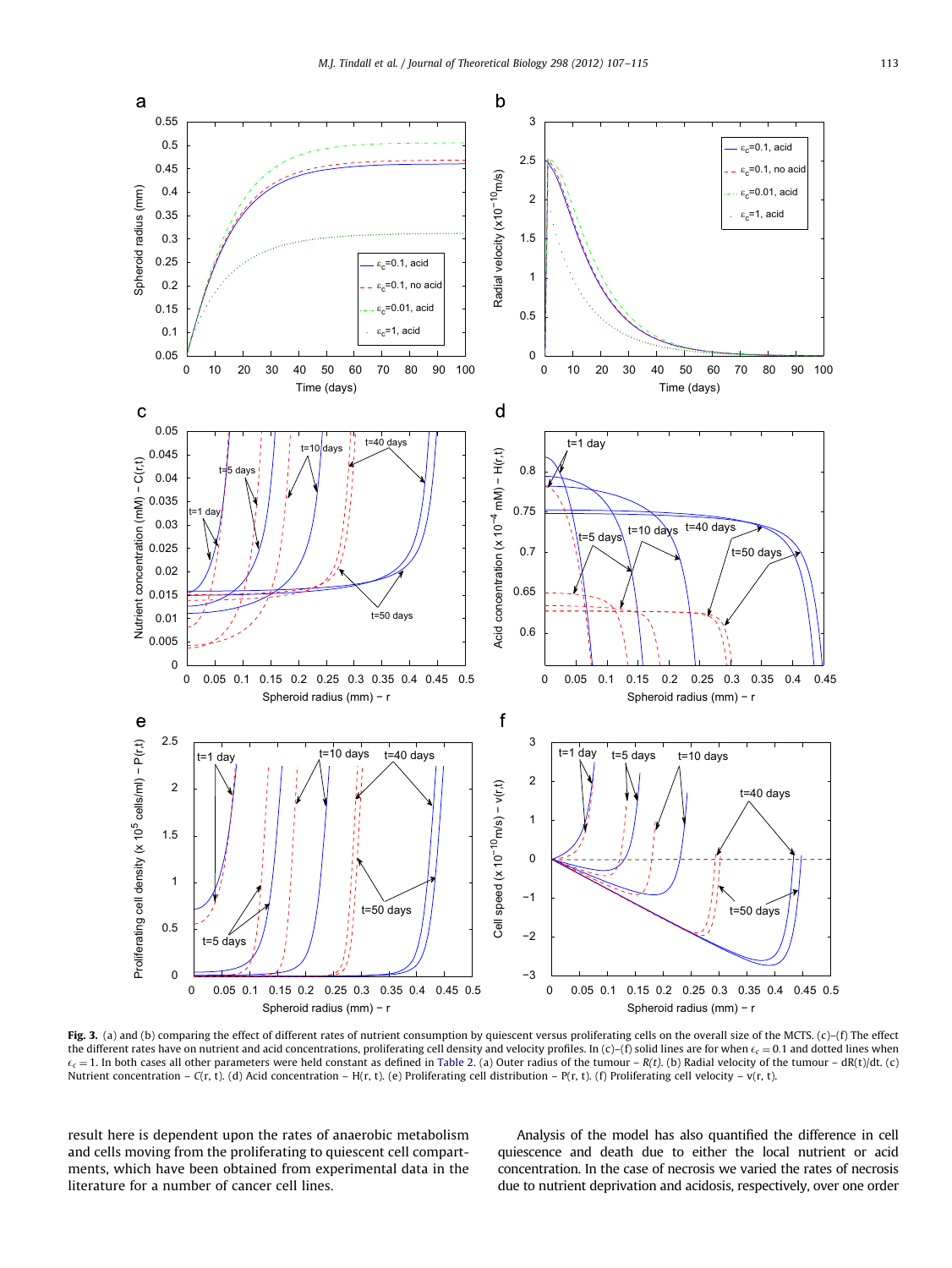**Fig. 3.** (a) and (b) comparing the effect of different rates of nutrient consumption by quiescent versus proliferating cells on the overall size of the MCTS. (c)–(f) The effect the different rates have on nutrient and acid concentrations, proliferating cell density and velocity profiles. In (c)–(f) solid lines are for when $\epsilon_c = 0.1$ and dotted lines when $\epsilon_c = 1$. In both cases all other parameters were held constant as defined in Table 2. (a) Outer radius of the tumour – $R(t)$. (b) Radial velocity of the tumour – $dR(t)/dt$. (c) Nutrient concentration – $C(r, t)$. (d) Acid concentration – $H(r, t)$. (e) Proliferating cell distribution – $P(r, t)$. (f) Proliferating cell velocity – $v(r, t)$.

result here is dependent upon the rates of anaerobic metabolism and cells moving from the proliferating to quiescent cell compartments, which have been obtained from experimental data in the literature for a number of cancer cell lines.

Analysis of the model has also quantified the difference in cell quiescence and death due to either the local nutrient or acid concentration. In the case of necrosis we varied the rates of necrosis due to nutrient deprivation and acidosis, respectively, over one order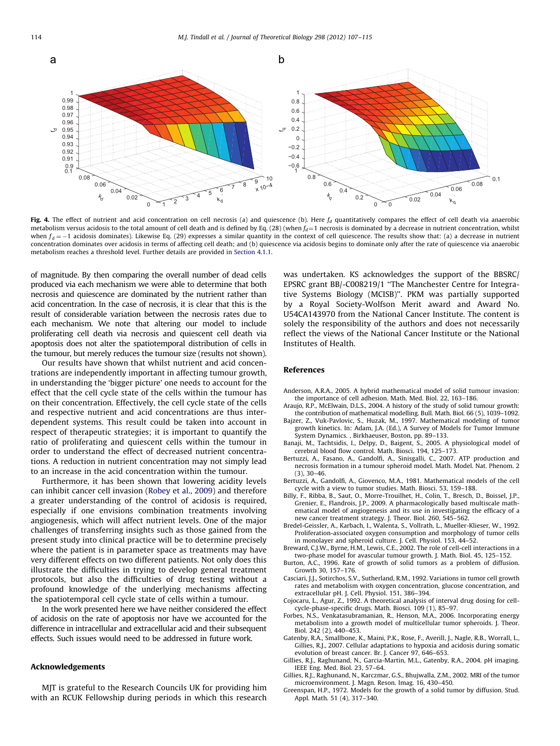a

1
0.99
0.98
0.97
0.96
$f_d$
0.95
0.94
0.93
0.92
0.91
0.9
0.1
0.08
0.06
$k_g$
0.04
0.02
0
1 2 3 4 5 6 7 8 9 10
$k_d$
$\times 10^{-4}$

b

1
0.8
0.6
0.4
$f_q$
0.2
0
−0.2
−0.4
−0.6
1
0.8
0.6
$k_q$
0.4
0.2
0
0 0.02 0.04 0.06 0.08 0.1
$k_{\dot{q}}$

**Fig. 4.** The effect of nutrient and acid concentration on cell necrosis (a) and quiescence (b). Here $f_d$ quantitatively compares the effect of cell death via anaerobic metabolism versus acidosis to the total amount of cell death and is defined by Eq. (28) (when $f_d = 1$ necrosis is dominated by a decrease in nutrient concentration, whilst when $f_d = -1$ acidosis dominates). Likewise Eq. (29) expresses a similar quantity in the context of cell quiescence. The results show that: (a) a decrease in nutrient concentration dominates over acidosis in terms of affecting cell death; and (b) quiescence via acidosis begins to dominate only after the rate of quiescence via anaerobic metabolism reaches a threshold level. Further details are provided in Section 4.1.1.

of magnitude. By then comparing the overall number of dead cells produced via each mechanism we were able to determine that both necrosis and quiescence are dominated by the nutrient rather than acid concentration. In the case of necrosis, it is clear that this is the result of considerable variation between the necrosis rates due to each mechanism. We note that altering our model to include proliferating cell death via necrosis and quiescent cell death via apoptosis does not alter the spatiotemporal distribution of cells in the tumour, but merely reduces the tumour size (results not shown).

Our results have shown that whilst nutrient and acid concentrations are independently important in affecting tumour growth, in understanding the 'bigger picture' one needs to account for the effect that the cell cycle state of the cells within the tumour has on their concentration. Effectively, the cell cycle state of the cells and respective nutrient and acid concentrations are thus interdependent systems. This result could be taken into account in respect of therapeutic strategies; it is important to quantify the ratio of proliferating and quiescent cells within the tumour in order to understand the effect of decreased nutrient concentrations. A reduction in nutrient concentration may not simply lead to an increase in the acid concentration within the tumour.

Furthermore, it has been shown that lowering acidity levels can inhibit cancer cell invasion (Robey et al., 2009) and therefore a greater understanding of the control of acidosis is required, especially if one envisions combination treatments involving angiogenesis, which will affect nutrient levels. One of the major challenges of transferring insights such as those gained from the present study into clinical practice will be to determine precisely where the patient is in parameter space as treatments may have very different effects on two different patients. Not only does this illustrate the difficulties in trying to develop general treatment protocols, but also the difficulties of drug testing without a profound knowledge of the underlying mechanisms affecting the spatiotemporal cell cycle state of cells within a tumour.

In the work presented here we have neither considered the effect of acidosis on the rate of apoptosis nor have we accounted for the difference in intracellular and extracellular acid and their subsequent effects. Such issues would need to be addressed in future work.

## Acknowledgements

MJT is grateful to the Research Councils UK for providing him with an RCUK Fellowship during periods in which this research was undertaken. KS acknowledges the support of the BBSRC/EPSRC grant BB/-C008219/1 "The Manchester Centre for Integrative Systems Biology (MCISB)". PKM was partially supported by a Royal Society-Wolfson Merit award and Award No. U54CA143970 from the National Cancer Institute. The content is solely the responsibility of the authors and does not necessarily reflect the views of the National Cancer Institute or the National Institutes of Health.

## References

Anderson, A.R.A., 2005. A hybrid mathematical model of solid tumour invasion: the importance of cell adhesion. Math. Med. Biol. 22, 163–186.

Araujo, R.P., McElwain, D.L.S., 2004. A history of the study of solid tumour growth: the contribution of mathematical modelling. Bull. Math. Biol. 66 (5), 1039–1092.

Bajzer, Z., Vuk-Pavlovic, S., Huzak, M., 1997. Mathematical modeling of tumor growth kinetics. In: Adam, J.A. (Ed.), A Survey of Models for Tumor Immune System Dynamics. , Birkhaeuser, Boston, pp. 89–133.

Banaji, M., Tachtsidis, I., Delpy, D., Baigent, S., 2005. A physiological model of cerebral blood flow control. Math. Biosci. 194, 125–173.

Bertuzzi, A., Fasano, A., Gandolfi, A., Sinisgalli, C., 2007. ATP production and necrosis formation in a tumour spheroid model. Math. Model. Nat. Phenom. 2 (3), 30–46.

Bertuzzi, A., Gandolfi, A., Giovenco, M.A., 1981. Mathematical models of the cell cycle with a view to tumor studies. Math. Biosci. 53, 159–188.

Billy, F., Ribba, B., Saut, O., Morre-Trouilhet, H., Colin, T., Bresch, D., Boissel, J.P., Grenier, E., Flandrois, J.P., 2009. A pharmacologically based multiscale mathematical model of angiogenesis and its use in investigating the efficacy of a new cancer treatment strategy. J. Theor. Biol. 260, 545–562.

Bredel-Geissler, A., Karbach, I., Walenta, S., Vollrath, L., Mueller-Klieser, W., 1992. Proliferation-associated oxygen consumption and morphology of tumor cells in monolayer and spheroid culture. J. Cell. Physiol. 153, 44–52.

Breward, C.J.W., Byrne, H.M., Lewis, C.E., 2002. The role of cell-cell interactions in a two-phase model for avascular tumour growth. J. Math. Biol. 45, 125–152.

Burton, A.C., 1996. Rate of growth of solid tumors as a problem of diffusion. Growth 30, 157–176.

Casciari, J.J., Sotirchos, S.V., Sutherland, R.M., 1992. Variations in tumor cell growth rates and metabolism with oxygen concentration, glucose concentration, and extracellular pH. J. Cell. Physiol. 151, 386–394.

Cojocaru, L., Agur, Z., 1992. A theoretical analysis of interval drug dosing for cell-cycle-phase-specific drugs. Math. Biosci. 109 (1), 85–97.

Forbes, N.S., Venkatasubramanian, R., Henson, M.A., 2006. Incorporating energy metabolism into a growth model of multicellular tumor spheroids. J. Theor. Biol. 242 (2), 440–453.

Gatenby, R.A., Smallbone, K., Maini, P.K., Rose, F., Averill, J., Nagle, R.B., Worrall, L., Gillies, R.J., 2007. Cellular adaptations to hypoxia and acidosis during somatic evolution of breast cancer. Br. J. Cancer 97, 646–653.

Gillies, R.J., Raghunand, N., Garcia-Martin, M.L., Gatenby, R.A., 2004. pH imaging. IEEE Eng. Med. Biol. 23, 57–64.

Gillies, R.J., Raghunand, N., Karczmar, G.S., Bhujwalla, Z.M., 2002. MRI of the tumor microenvironment. J. Magn. Reson. Imag. 16, 430–450.

Greenspan, H.P., 1972. Models for the growth of a solid tumor by diffusion. Stud. Appl. Math. 51 (4), 317–340.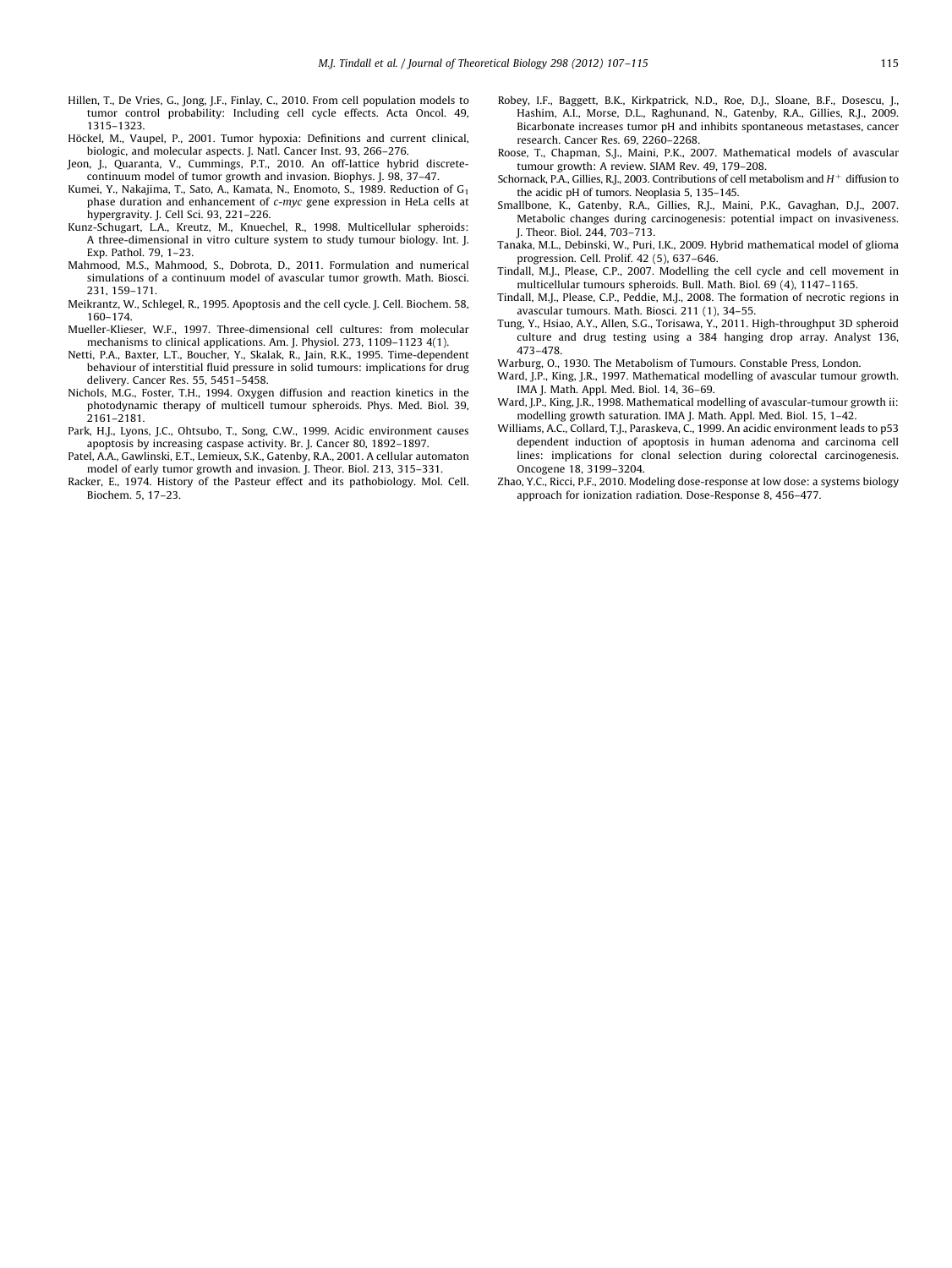Hillen, T., De Vries, G., Jong, J.F., Finlay, C., 2010. From cell population models to tumor control probability: Including cell cycle effects. Acta Oncol. 49, 1315–1323.

Höckel, M., Vaupel, P., 2001. Tumor hypoxia: Definitions and current clinical, biologic, and molecular aspects. J. Natl. Cancer Inst. 93, 266–276.

Jeon, J., Quaranta, V., Cummings, P.T., 2010. An off-lattice hybrid discrete-continuum model of tumor growth and invasion. Biophys. J. 98, 37–47.

Kumei, Y., Nakajima, T., Sato, A., Kamata, N., Enomoto, S., 1989. Reduction of $G_1$ phase duration and enhancement of *c-myc* gene expression in HeLa cells at hypergravity. J. Cell Sci. 93, 221–226.

Kunz-Schugart, L.A., Kreutz, M., Knuechel, R., 1998. Multicellular spheroids: A three-dimensional in vitro culture system to study tumour biology. Int. J. Exp. Pathol. 79, 1–23.

Mahmood, M.S., Mahmood, S., Dobrota, D., 2011. Formulation and numerical simulations of a continuum model of avascular tumor growth. Math. Biosci. 231, 159–171.

Meikrantz, W., Schlegel, R., 1995. Apoptosis and the cell cycle. J. Cell. Biochem. 58, 160–174.

Mueller-Klieser, W.F., 1997. Three-dimensional cell cultures: from molecular mechanisms to clinical applications. Am. J. Physiol. 273, 1109–1123 4(1).

Netti, P.A., Baxter, L.T., Boucher, Y., Skalak, R., Jain, R.K., 1995. Time-dependent behaviour of interstitial fluid pressure in solid tumours: implications for drug delivery. Cancer Res. 55, 5451–5458.

Nichols, M.G., Foster, T.H., 1994. Oxygen diffusion and reaction kinetics in the photodynamic therapy of multicell tumour spheroids. Phys. Med. Biol. 39, 2161–2181.

Park, H.J., Lyons, J.C., Ohtsubo, T., Song, C.W., 1999. Acidic environment causes apoptosis by increasing caspase activity. Br. J. Cancer 80, 1892–1897.

Patel, A.A., Gawlinski, E.T., Lemieux, S.K., Gatenby, R.A., 2001. A cellular automaton model of early tumor growth and invasion. J. Theor. Biol. 213, 315–331.

Racker, E., 1974. History of the Pasteur effect and its pathobiology. Mol. Cell. Biochem. 5, 17–23.

Robey, I.F., Baggett, B.K., Kirkpatrick, N.D., Roe, D.J., Sloane, B.F., Dosescu, J., Hashim, A.I., Morse, D.L., Raghunand, N., Gatenby, R.A., Gillies, R.J., 2009. Bicarbonate increases tumor pH and inhibits spontaneous metastases, cancer research. Cancer Res. 69, 2260–2268.

Roose, T., Chapman, S.J., Maini, P.K., 2007. Mathematical models of avascular tumour growth: A review. SIAM Rev. 49, 179–208.

Schornack, P.A., Gillies, R.J., 2003. Contributions of cell metabolism and $H^+$ diffusion to the acidic pH of tumors. Neoplasia 5, 135–145.

Smallbone, K., Gatenby, R.A., Gillies, R.J., Maini, P.K., Gavaghan, D.J., 2007. Metabolic changes during carcinogenesis: potential impact on invasiveness. J. Theor. Biol. 244, 703–713.

Tanaka, M.L., Debinski, W., Puri, I.K., 2009. Hybrid mathematical model of glioma progression. Cell. Prolif. 42 (5), 637–646.

Tindall, M.J., Please, C.P., 2007. Modelling the cell cycle and cell movement in multicellular tumours spheroids. Bull. Math. Biol. 69 (4), 1147–1165.

Tindall, M.J., Please, C.P., Peddie, M.J., 2008. The formation of necrotic regions in avascular tumours. Math. Biosci. 211 (1), 34–55.

Tung, Y., Hsiao, A.Y., Allen, S.G., Torisawa, Y., 2011. High-throughput 3D spheroid culture and drug testing using a 384 hanging drop array. Analyst 136, 473–478.

Warburg, O., 1930. The Metabolism of Tumours. Constable Press, London.

Ward, J.P., King, J.R., 1997. Mathematical modelling of avascular tumour growth. IMA J. Math. Appl. Med. Biol. 14, 36–69.

Ward, J.P., King, J.R., 1998. Mathematical modelling of avascular-tumour growth ii: modelling growth saturation. IMA J. Math. Appl. Med. Biol. 15, 1–42.

Williams, A.C., Collard, T.J., Paraskeva, C., 1999. An acidic environment leads to p53 dependent induction of apoptosis in human adenoma and carcinoma cell lines: implications for clonal selection during colorectal carcinogenesis. Oncogene 18, 3199–3204.

Zhao, Y.C., Ricci, P.F., 2010. Modeling dose-response at low dose: a systems biology approach for ionization radiation. Dose-Response 8, 456–477.